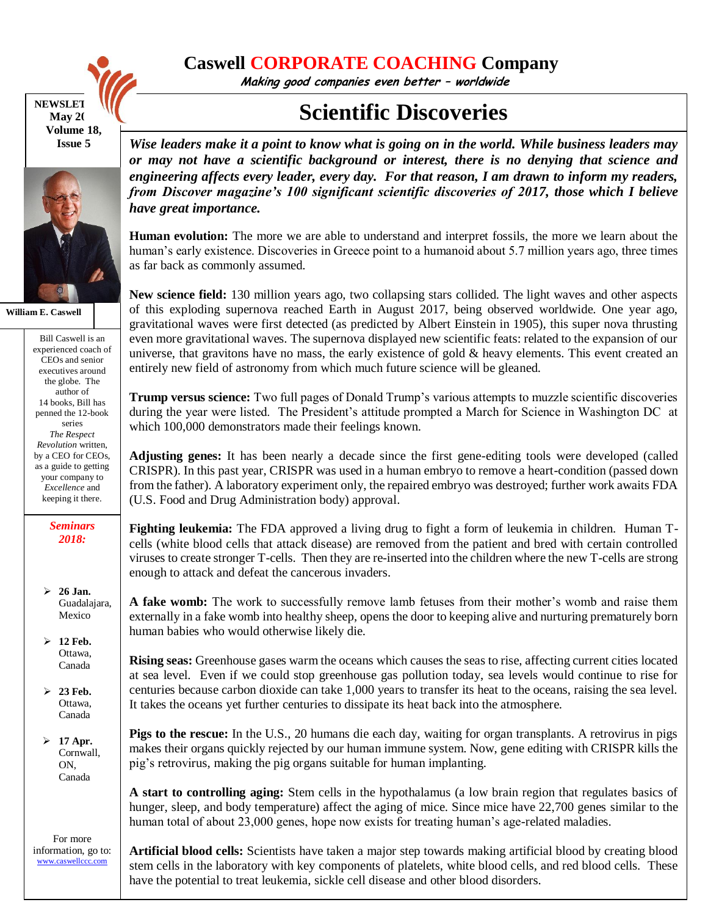# Caswell CORPORATE COACHING Company

*Making good companies even better – worldwide*

NEWSLET
May 2(
Volume 18,
Issue 5

William E. Caswell

Bill Caswell is an experienced coach of CEOs and senior executives around the globe. The author of 14 books, Bill has penned the 12-book series *The Respect Revolution* written, by a CEO for CEOs, as a guide to getting your company to *Excellence* and keeping it there.

***Seminars 2018:***

- **26 Jan.** Guadalajara, Mexico
- **12 Feb.** Ottawa, Canada
- **23 Feb.** Ottawa, Canada
- **17 Apr.** Cornwall, ON, Canada

For more information, go to: www.caswellccc.com

## Scientific Discoveries

***Wise leaders make it a point to know what is going on in the world. While business leaders may or may not have a scientific background or interest, there is no denying that science and engineering affects every leader, every day. For that reason, I am drawn to inform my readers, from Discover magazine's 100 significant scientific discoveries of 2017, those which I believe have great importance.***

**Human evolution:** The more we are able to understand and interpret fossils, the more we learn about the human's early existence. Discoveries in Greece point to a humanoid about 5.7 million years ago, three times as far back as commonly assumed.

**New science field:** 130 million years ago, two collapsing stars collided. The light waves and other aspects of this exploding supernova reached Earth in August 2017, being observed worldwide. One year ago, gravitational waves were first detected (as predicted by Albert Einstein in 1905), this super nova thrusting even more gravitational waves. The supernova displayed new scientific feats: related to the expansion of our universe, that gravitons have no mass, the early existence of gold & heavy elements. This event created an entirely new field of astronomy from which much future science will be gleaned.

**Trump versus science:** Two full pages of Donald Trump's various attempts to muzzle scientific discoveries during the year were listed. The President's attitude prompted a March for Science in Washington DC at which 100,000 demonstrators made their feelings known.

**Adjusting genes:** It has been nearly a decade since the first gene-editing tools were developed (called CRISPR). In this past year, CRISPR was used in a human embryo to remove a heart-condition (passed down from the father). A laboratory experiment only, the repaired embryo was destroyed; further work awaits FDA (U.S. Food and Drug Administration body) approval.

**Fighting leukemia:** The FDA approved a living drug to fight a form of leukemia in children. Human T-cells (white blood cells that attack disease) are removed from the patient and bred with certain controlled viruses to create stronger T-cells. Then they are re-inserted into the children where the new T-cells are strong enough to attack and defeat the cancerous invaders.

**A fake womb:** The work to successfully remove lamb fetuses from their mother's womb and raise them externally in a fake womb into healthy sheep, opens the door to keeping alive and nurturing prematurely born human babies who would otherwise likely die.

**Rising seas:** Greenhouse gases warm the oceans which causes the seas to rise, affecting current cities located at sea level. Even if we could stop greenhouse gas pollution today, sea levels would continue to rise for centuries because carbon dioxide can take 1,000 years to transfer its heat to the oceans, raising the sea level. It takes the oceans yet further centuries to dissipate its heat back into the atmosphere.

**Pigs to the rescue:** In the U.S., 20 humans die each day, waiting for organ transplants. A retrovirus in pigs makes their organs quickly rejected by our human immune system. Now, gene editing with CRISPR kills the pig's retrovirus, making the pig organs suitable for human implanting.

**A start to controlling aging:** Stem cells in the hypothalamus (a low brain region that regulates basics of hunger, sleep, and body temperature) affect the aging of mice. Since mice have 22,700 genes similar to the human total of about 23,000 genes, hope now exists for treating human's age-related maladies.

**Artificial blood cells:** Scientists have taken a major step towards making artificial blood by creating blood stem cells in the laboratory with key components of platelets, white blood cells, and red blood cells. These have the potential to treat leukemia, sickle cell disease and other blood disorders.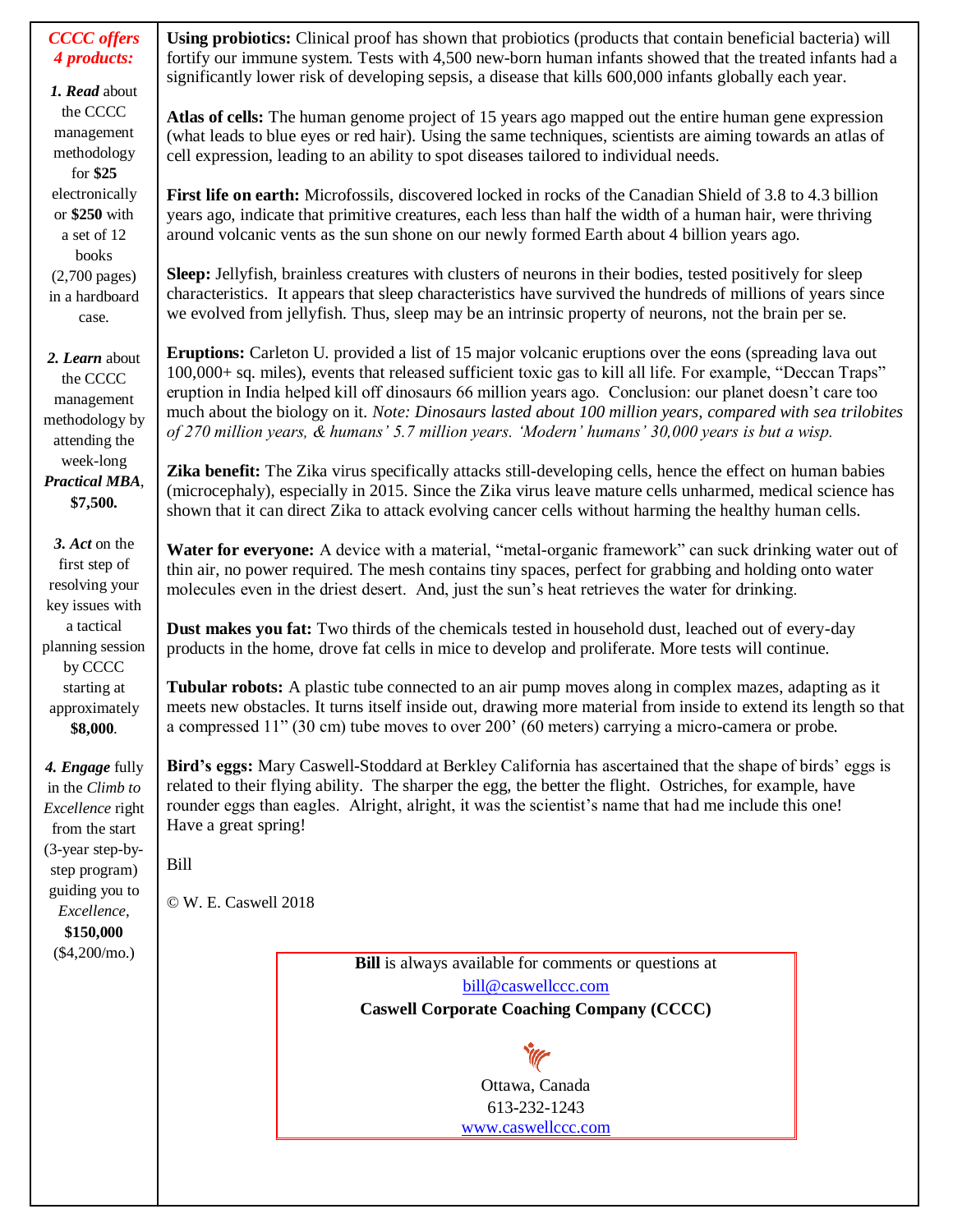**CCCC offers 4 products:**

***1. Read*** about the CCCC management methodology for **$25** electronically or **$250** with a set of 12 books (2,700 pages) in a hardboard case.

***2. Learn*** about the CCCC management methodology by attending the week-long ***Practical MBA***, **$7,500.**

***3. Act*** on the first step of resolving your key issues with a tactical planning session by CCCC starting at approximately **$8,000**.

***4. Engage*** fully in the *Climb to Excellence* right from the start (3-year step-by-step program) guiding you to *Excellence*, **$150,000** ($4,200/mo.)

**Using probiotics:** Clinical proof has shown that probiotics (products that contain beneficial bacteria) will fortify our immune system. Tests with 4,500 new-born human infants showed that the treated infants had a significantly lower risk of developing sepsis, a disease that kills 600,000 infants globally each year.

**Atlas of cells:** The human genome project of 15 years ago mapped out the entire human gene expression (what leads to blue eyes or red hair). Using the same techniques, scientists are aiming towards an atlas of cell expression, leading to an ability to spot diseases tailored to individual needs.

**First life on earth:** Microfossils, discovered locked in rocks of the Canadian Shield of 3.8 to 4.3 billion years ago, indicate that primitive creatures, each less than half the width of a human hair, were thriving around volcanic vents as the sun shone on our newly formed Earth about 4 billion years ago.

**Sleep:** Jellyfish, brainless creatures with clusters of neurons in their bodies, tested positively for sleep characteristics. It appears that sleep characteristics have survived the hundreds of millions of years since we evolved from jellyfish. Thus, sleep may be an intrinsic property of neurons, not the brain per se.

**Eruptions:** Carleton U. provided a list of 15 major volcanic eruptions over the eons (spreading lava out 100,000+ sq. miles), events that released sufficient toxic gas to kill all life. For example, "Deccan Traps" eruption in India helped kill off dinosaurs 66 million years ago. Conclusion: our planet doesn't care too much about the biology on it. *Note: Dinosaurs lasted about 100 million years, compared with sea trilobites of 270 million years, & humans' 5.7 million years. 'Modern' humans' 30,000 years is but a wisp.*

**Zika benefit:** The Zika virus specifically attacks still-developing cells, hence the effect on human babies (microcephaly), especially in 2015. Since the Zika virus leave mature cells unharmed, medical science has shown that it can direct Zika to attack evolving cancer cells without harming the healthy human cells.

**Water for everyone:** A device with a material, "metal-organic framework" can suck drinking water out of thin air, no power required. The mesh contains tiny spaces, perfect for grabbing and holding onto water molecules even in the driest desert. And, just the sun's heat retrieves the water for drinking.

**Dust makes you fat:** Two thirds of the chemicals tested in household dust, leached out of every-day products in the home, drove fat cells in mice to develop and proliferate. More tests will continue.

**Tubular robots:** A plastic tube connected to an air pump moves along in complex mazes, adapting as it meets new obstacles. It turns itself inside out, drawing more material from inside to extend its length so that a compressed 11" (30 cm) tube moves to over 200' (60 meters) carrying a micro-camera or probe.

**Bird's eggs:** Mary Caswell-Stoddard at Berkley California has ascertained that the shape of birds' eggs is related to their flying ability. The sharper the egg, the better the flight. Ostriches, for example, have rounder eggs than eagles. Alright, alright, it was the scientist's name that had me include this one!
Have a great spring!

Bill

© W. E. Caswell 2018

**Bill** is always available for comments or questions at
bill@caswellccc.com
**Caswell Corporate Coaching Company (CCCC)**

Ottawa, Canada
613-232-1243
www.caswellccc.com